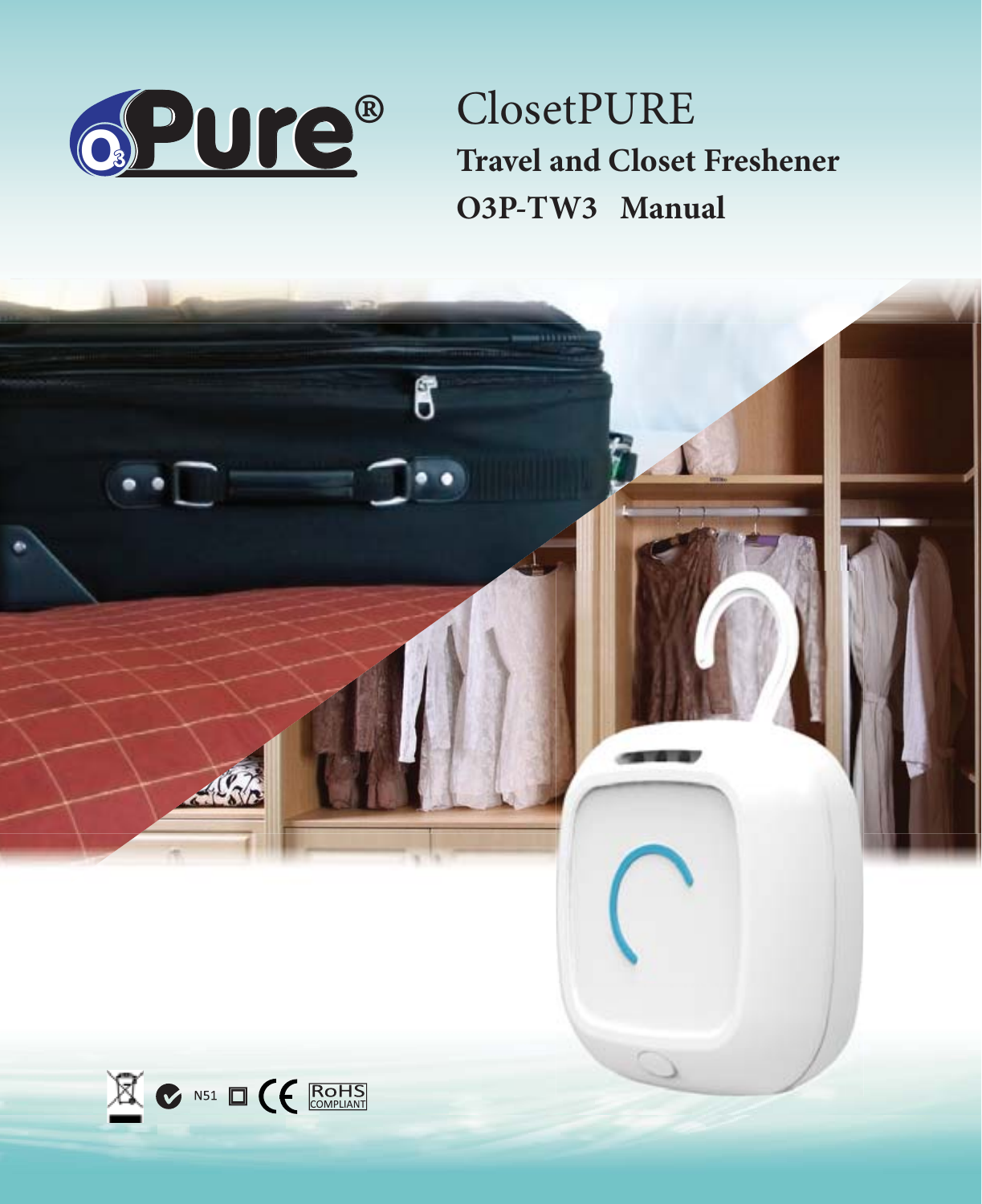O3Pure®

# ClosetPURE

**Travel and Closet Freshener**

**O3P-TW3 Manual**

N51 CE RoHS COMPLIANT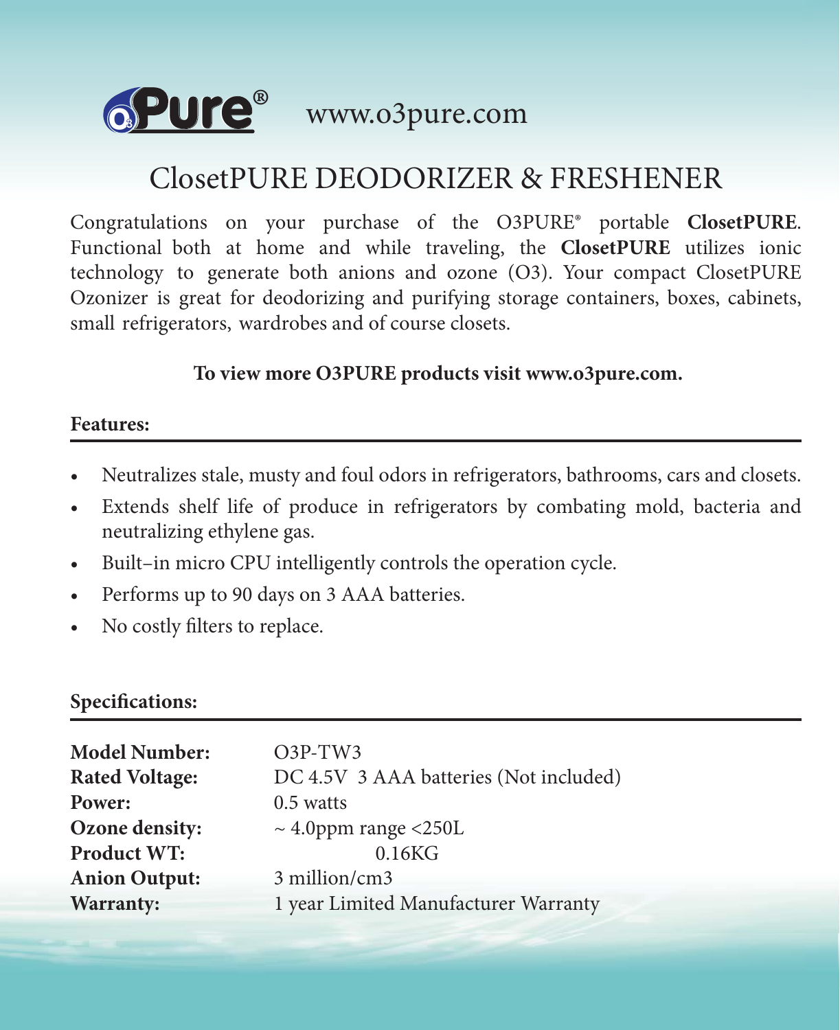O3Pure® www.o3pure.com

# ClosetPURE DEODORIZER & FRESHENER

Congratulations on your purchase of the O3PURE® portable **ClosetPURE**. Functional both at home and while traveling, the **ClosetPURE** utilizes ionic technology to generate both anions and ozone (O3). Your compact ClosetPURE Ozonizer is great for deodorizing and purifying storage containers, boxes, cabinets, small refrigerators, wardrobes and of course closets.

**To view more O3PURE products visit www.o3pure.com.**

## Features:

- Neutralizes stale, musty and foul odors in refrigerators, bathrooms, cars and closets.
- Extends shelf life of produce in refrigerators by combating mold, bacteria and neutralizing ethylene gas.
- Built–in micro CPU intelligently controls the operation cycle.
- Performs up to 90 days on 3 AAA batteries.
- No costly filters to replace.

## Specifications:

| | |
|---|---|
| **Model Number:** | O3P-TW3 |
| **Rated Voltage:** | DC 4.5V 3 AAA batteries (Not included) |
| **Power:** | 0.5 watts |
| **Ozone density:** | ~ 4.0ppm range <250L |
| **Product WT:** | 0.16KG |
| **Anion Output:** | 3 million/cm3 |
| **Warranty:** | 1 year Limited Manufacturer Warranty |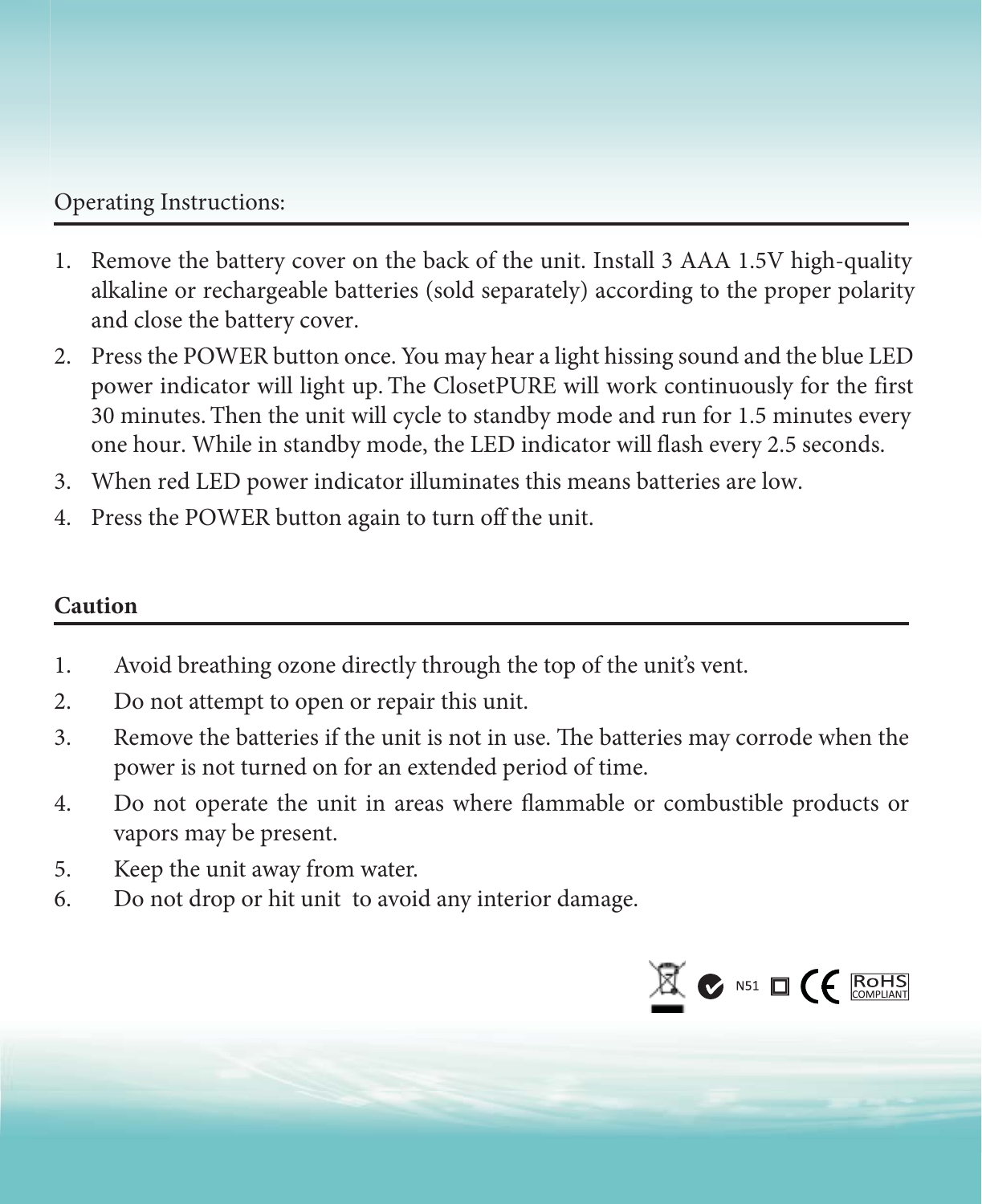## Operating Instructions:

1. Remove the battery cover on the back of the unit. Install 3 AAA 1.5V high-quality alkaline or rechargeable batteries (sold separately) according to the proper polarity and close the battery cover.
2. Press the POWER button once. You may hear a light hissing sound and the blue LED power indicator will light up. The ClosetPURE will work continuously for the first 30 minutes. Then the unit will cycle to standby mode and run for 1.5 minutes every one hour. While in standby mode, the LED indicator will flash every 2.5 seconds.
3. When red LED power indicator illuminates this means batteries are low.
4. Press the POWER button again to turn off the unit.

## Caution

1. Avoid breathing ozone directly through the top of the unit's vent.
2. Do not attempt to open or repair this unit.
3. Remove the batteries if the unit is not in use. The batteries may corrode when the power is not turned on for an extended period of time.
4. Do not operate the unit in areas where flammable or combustible products or vapors may be present.
5. Keep the unit away from water.
6. Do not drop or hit unit to avoid any interior damage.

N51 CE RoHS COMPLIANT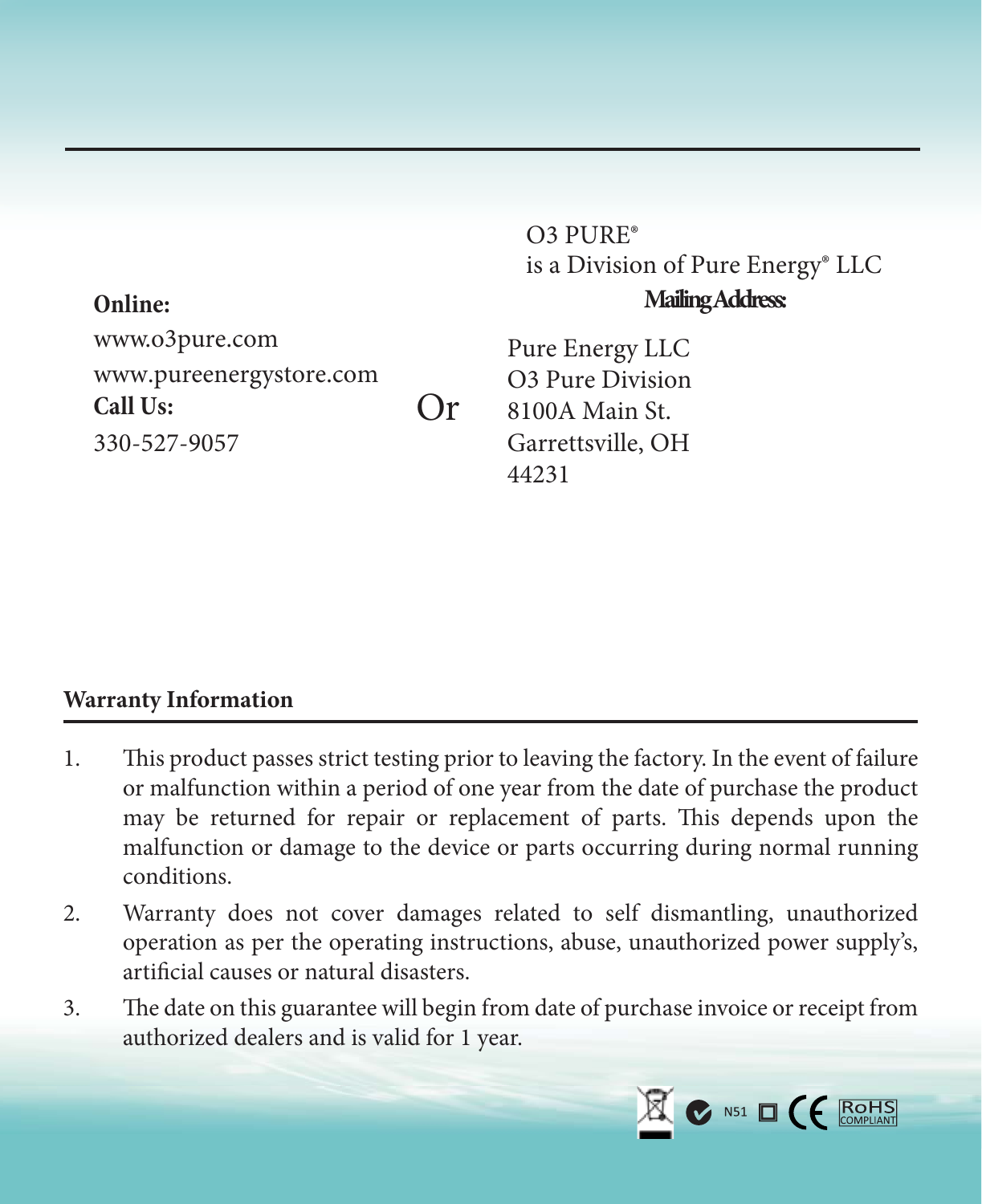O3 PURE®
is a Division of Pure Energy® LLC

**Online:**
www.o3pure.com
www.pureenergystore.com
**Call Us:**
330-527-9057

Or

**Mailing Address:**
Pure Energy LLC
O3 Pure Division
8100A Main St.
Garrettsville, OH
44231

## Warranty Information

1. This product passes strict testing prior to leaving the factory. In the event of failure or malfunction within a period of one year from the date of purchase the product may be returned for repair or replacement of parts. This depends upon the malfunction or damage to the device or parts occurring during normal running conditions.
2. Warranty does not cover damages related to self dismantling, unauthorized operation as per the operating instructions, abuse, unauthorized power supply's, artificial causes or natural disasters.
3. The date on this guarantee will begin from date of purchase invoice or receipt from authorized dealers and is valid for 1 year.

N51 CE RoHS COMPLIANT